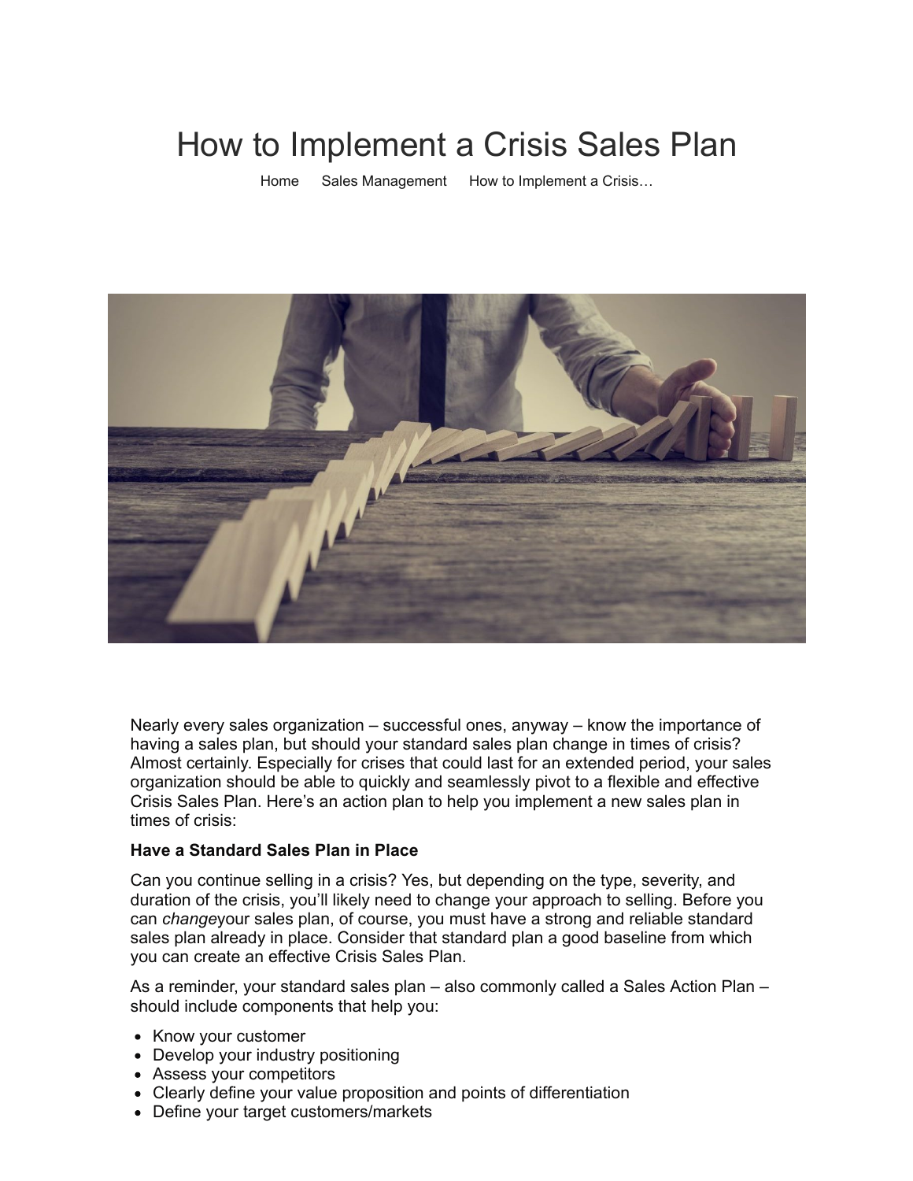# How to Implement a Crisis Sales Plan

Home Sales Management How to Implement a Crisis…

Nearly every sales organization – successful ones, anyway – know the importance of having a sales plan, but should your standard sales plan change in times of crisis? Almost certainly. Especially for crises that could last for an extended period, your sales organization should be able to quickly and seamlessly pivot to a flexible and effective Crisis Sales Plan. Here's an action plan to help you implement a new sales plan in times of crisis:

**Have a Standard Sales Plan in Place**

Can you continue selling in a crisis? Yes, but depending on the type, severity, and duration of the crisis, you'll likely need to change your approach to selling. Before you can *change*your sales plan, of course, you must have a strong and reliable standard sales plan already in place. Consider that standard plan a good baseline from which you can create an effective Crisis Sales Plan.

As a reminder, your standard sales plan – also commonly called a Sales Action Plan – should include components that help you:

- Know your customer
- Develop your industry positioning
- Assess your competitors
- Clearly define your value proposition and points of differentiation
- Define your target customers/markets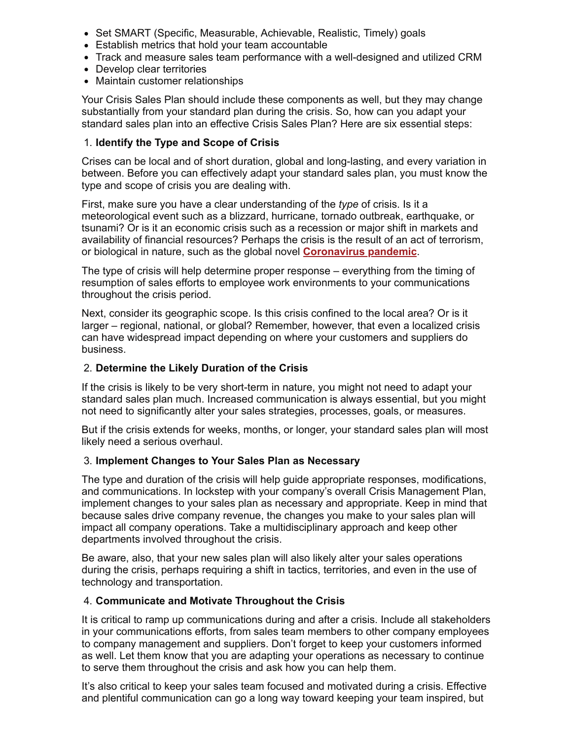- Set SMART (Specific, Measurable, Achievable, Realistic, Timely) goals
- Establish metrics that hold your team accountable
- Track and measure sales team performance with a well-designed and utilized CRM
- Develop clear territories
- Maintain customer relationships

Your Crisis Sales Plan should include these components as well, but they may change substantially from your standard plan during the crisis. So, how can you adapt your standard sales plan into an effective Crisis Sales Plan? Here are six essential steps:

1. **Identify the Type and Scope of Crisis**

Crises can be local and of short duration, global and long-lasting, and every variation in between. Before you can effectively adapt your standard sales plan, you must know the type and scope of crisis you are dealing with.

First, make sure you have a clear understanding of the *type* of crisis. Is it a meteorological event such as a blizzard, hurricane, tornado outbreak, earthquake, or tsunami? Or is it an economic crisis such as a recession or major shift in markets and availability of financial resources? Perhaps the crisis is the result of an act of terrorism, or biological in nature, such as the global novel **Coronavirus pandemic**.

The type of crisis will help determine proper response – everything from the timing of resumption of sales efforts to employee work environments to your communications throughout the crisis period.

Next, consider its geographic scope. Is this crisis confined to the local area? Or is it larger – regional, national, or global? Remember, however, that even a localized crisis can have widespread impact depending on where your customers and suppliers do business.

2. **Determine the Likely Duration of the Crisis**

If the crisis is likely to be very short-term in nature, you might not need to adapt your standard sales plan much. Increased communication is always essential, but you might not need to significantly alter your sales strategies, processes, goals, or measures.

But if the crisis extends for weeks, months, or longer, your standard sales plan will most likely need a serious overhaul.

3. **Implement Changes to Your Sales Plan as Necessary**

The type and duration of the crisis will help guide appropriate responses, modifications, and communications. In lockstep with your company's overall Crisis Management Plan, implement changes to your sales plan as necessary and appropriate. Keep in mind that because sales drive company revenue, the changes you make to your sales plan will impact all company operations. Take a multidisciplinary approach and keep other departments involved throughout the crisis.

Be aware, also, that your new sales plan will also likely alter your sales operations during the crisis, perhaps requiring a shift in tactics, territories, and even in the use of technology and transportation.

4. **Communicate and Motivate Throughout the Crisis**

It is critical to ramp up communications during and after a crisis. Include all stakeholders in your communications efforts, from sales team members to other company employees to company management and suppliers. Don't forget to keep your customers informed as well. Let them know that you are adapting your operations as necessary to continue to serve them throughout the crisis and ask how you can help them.

It's also critical to keep your sales team focused and motivated during a crisis. Effective and plentiful communication can go a long way toward keeping your team inspired, but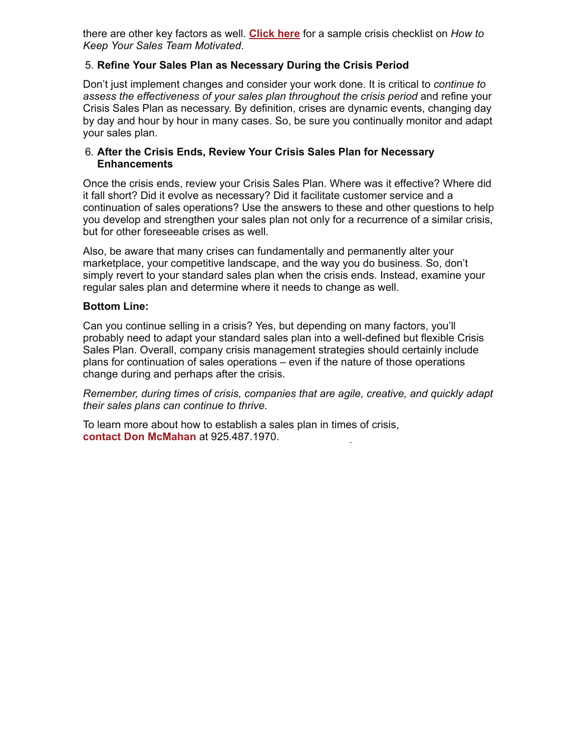there are other key factors as well. **Click here** for a sample crisis checklist on *How to Keep Your Sales Team Motivated*.

5. **Refine Your Sales Plan as Necessary During the Crisis Period**

Don't just implement changes and consider your work done. It is critical to *continue to assess the effectiveness of your sales plan throughout the crisis period* and refine your Crisis Sales Plan as necessary. By definition, crises are dynamic events, changing day by day and hour by hour in many cases. So, be sure you continually monitor and adapt your sales plan.

6. **After the Crisis Ends, Review Your Crisis Sales Plan for Necessary Enhancements**

Once the crisis ends, review your Crisis Sales Plan. Where was it effective? Where did it fall short? Did it evolve as necessary? Did it facilitate customer service and a continuation of sales operations? Use the answers to these and other questions to help you develop and strengthen your sales plan not only for a recurrence of a similar crisis, but for other foreseeable crises as well.

Also, be aware that many crises can fundamentally and permanently alter your marketplace, your competitive landscape, and the way you do business. So, don't simply revert to your standard sales plan when the crisis ends. Instead, examine your regular sales plan and determine where it needs to change as well.

**Bottom Line:**

Can you continue selling in a crisis? Yes, but depending on many factors, you'll probably need to adapt your standard sales plan into a well-defined but flexible Crisis Sales Plan. Overall, company crisis management strategies should certainly include plans for continuation of sales operations – even if the nature of those operations change during and perhaps after the crisis.

*Remember, during times of crisis, companies that are agile, creative, and quickly adapt their sales plans can continue to thrive.*

To learn more about how to establish a sales plan in times of crisis, **contact Don McMahan** at 925.487.1970.